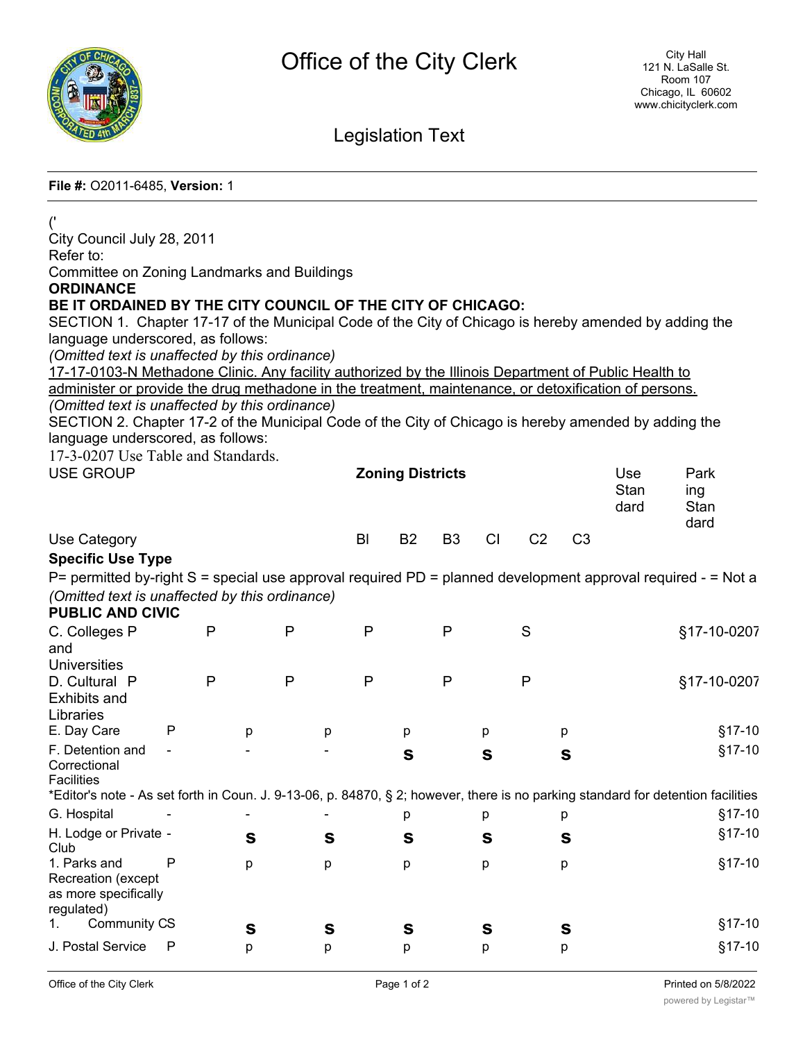**File #:** O2011-6485, **Version:** 1

('

City Council July 28, 2011

Refer to:

Committee on Zoning Landmarks and Buildings

**ORDINANCE**

**BE IT ORDAINED BY THE CITY COUNCIL OF THE CITY OF CHICAGO:**

SECTION 1. Chapter 17-17 of the Municipal Code of the City of Chicago is hereby amended by adding the language underscored, as follows:

*(Omitted text is unaffected by this ordinance)*

<u>17-17-0103-N Methadone Clinic. Any facility authorized by the Illinois Department of Public Health to administer or provide the drug methadone in the treatment, maintenance, or detoxification of persons.</u>

*(Omitted text is unaffected by this ordinance)*

SECTION 2. Chapter 17-2 of the Municipal Code of the City of Chicago is hereby amended by adding the language underscored, as follows:

17-3-0207 Use Table and Standards.

| USE GROUP | | Zoning Districts | | | | | | Use Standard | Parking Standard |
|---|---|---|---|---|---|---|---|---|---|
| Use Category | | BI | B2 | B3 | CI | C2 | C3 | | |
| **Specific Use Type** | | | | | | | | | |

P= permitted by-right S = special use approval required PD = planned development approval required - = Not a

*(Omitted text is unaffected by this ordinance)*

| **PUBLIC AND CIVIC** | | | | | | | |
|---|---|---|---|---|---|---|---|
| C. Colleges and Universities | P | P | P | P | P | S | §17-10-0207 |
| D. Cultural Exhibits and Libraries | P | P | P | P | P | P | §17-10-0207 |
| E. Day Care | P | p | p | p | p | p | §17-10 |
| F. Detention and Correctional Facilities | - | - | - | S | S | S | §17-10 |

*Editor's note - As set forth in Coun. J. 9-13-06, p. 84870, § 2; however, there is no parking standard for detention facilities

| | | | | | | | |
|---|---|---|---|---|---|---|---|
| G. Hospital | - | - | - | p | p | p | §17-10 |
| H. Lodge or Private Club | - | S | S | S | S | S | §17-10 |
| 1. Parks and Recreation (except as more specifically regulated) | P | p | p | p | p | p | §17-10 |
| 1. Community C | S | S | S | S | S | S | §17-10 |
| J. Postal Service | P | p | p | p | p | p | §17-10 |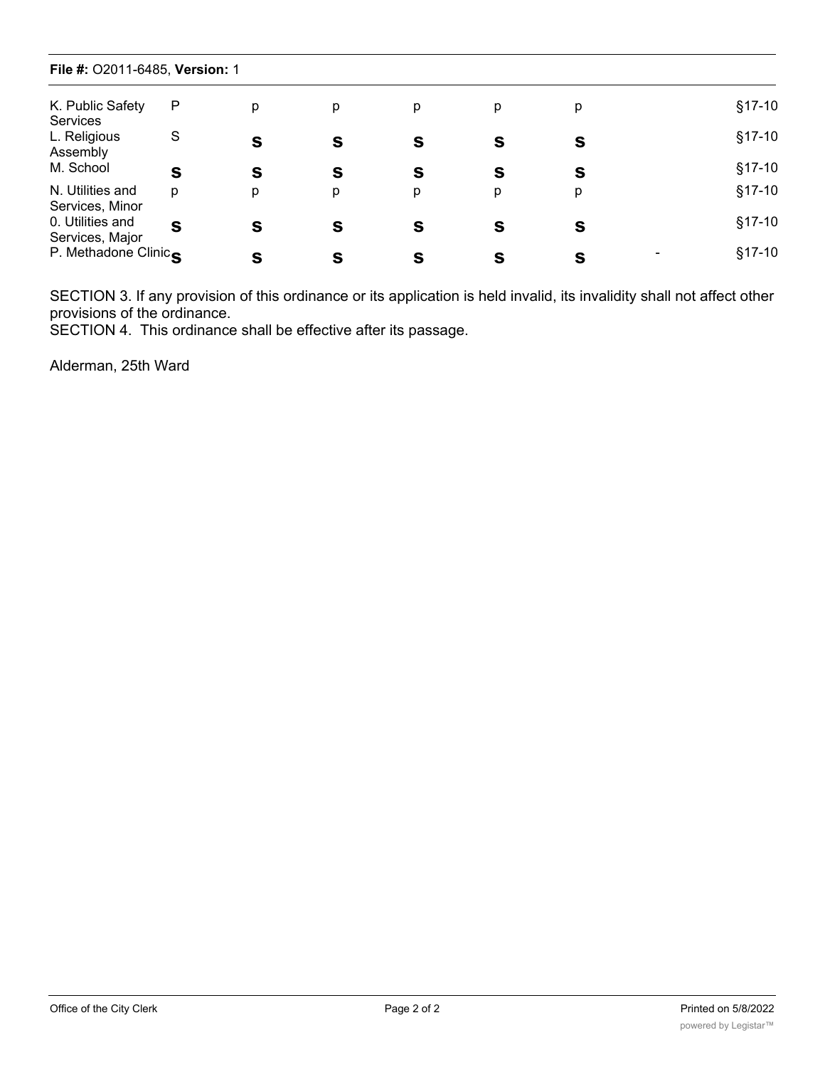| | | | | | | | | |
|---|---|---|---|---|---|---|---|---|
| K. Public Safety Services | P | p | p | p | p | p | | §17-10 |
| L. Religious Assembly | S | S | S | S | S | S | | §17-10 |
| M. School | S | S | S | S | S | S | | §17-10 |
| N. Utilities and Services, Minor | p | p | p | p | p | p | | §17-10 |
| 0. Utilities and Services, Major | S | S | S | S | S | S | | §17-10 |
| P. Methadone Clinic | S | S | S | S | S | S | - | §17-10 |

SECTION 3. If any provision of this ordinance or its application is held invalid, its invalidity shall not affect other provisions of the ordinance.

SECTION 4. This ordinance shall be effective after its passage.

Alderman, 25th Ward